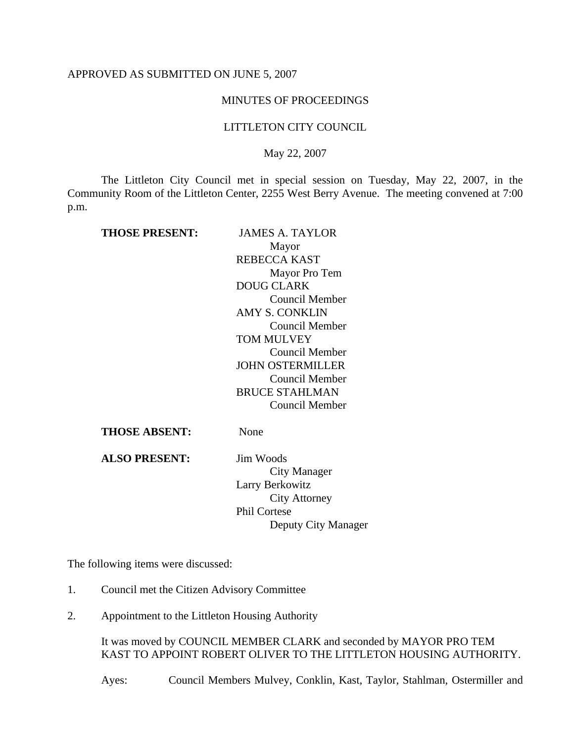APPROVED AS SUBMITTED ON JUNE 5, 2007

MINUTES OF PROCEEDINGS

LITTLETON CITY COUNCIL

May 22, 2007

The Littleton City Council met in special session on Tuesday, May 22, 2007, in the Community Room of the Littleton Center, 2255 West Berry Avenue. The meeting convened at 7:00 p.m.

**THOSE PRESENT:**

JAMES A. TAYLOR
Mayor
REBECCA KAST
Mayor Pro Tem
DOUG CLARK
Council Member
AMY S. CONKLIN
Council Member
TOM MULVEY
Council Member
JOHN OSTERMILLER
Council Member
BRUCE STAHLMAN
Council Member

**THOSE ABSENT:** None

**ALSO PRESENT:**

Jim Woods
City Manager
Larry Berkowitz
City Attorney
Phil Cortese
Deputy City Manager

The following items were discussed:

1. Council met the Citizen Advisory Committee

2. Appointment to the Littleton Housing Authority

   It was moved by COUNCIL MEMBER CLARK and seconded by MAYOR PRO TEM KAST TO APPOINT ROBERT OLIVER TO THE LITTLETON HOUSING AUTHORITY.

   Ayes: Council Members Mulvey, Conklin, Kast, Taylor, Stahlman, Ostermiller and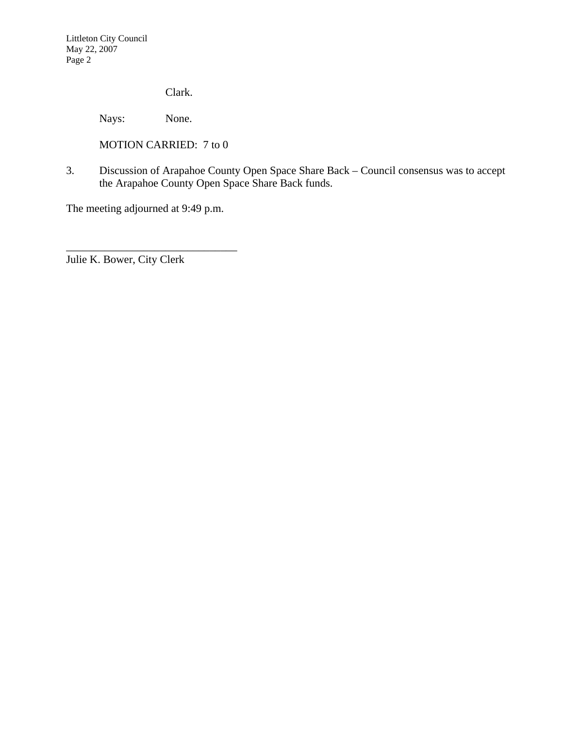Clark.

Nays: None.

MOTION CARRIED: 7 to 0

3. Discussion of Arapahoe County Open Space Share Back – Council consensus was to accept the Arapahoe County Open Space Share Back funds.

The meeting adjourned at 9:49 p.m.

\_\_\_\_\_\_\_\_\_\_\_\_\_\_\_\_\_\_\_\_\_\_\_\_\_\_\_\_\_\_\_\_

Julie K. Bower, City Clerk